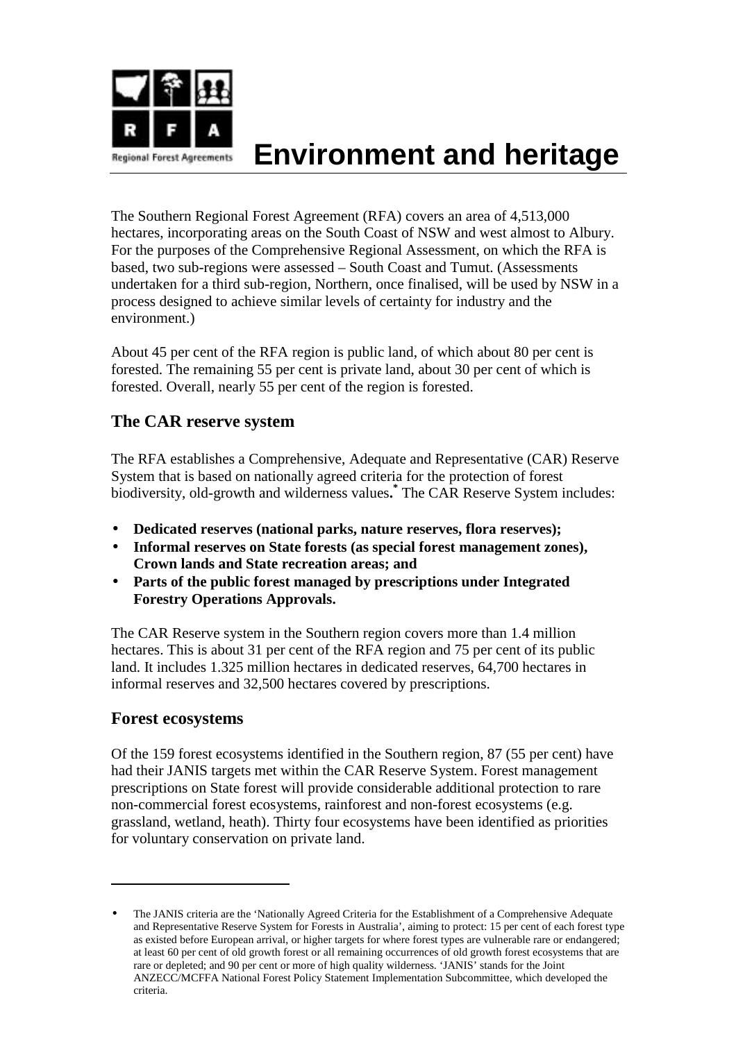# Environment and heritage

The Southern Regional Forest Agreement (RFA) covers an area of 4,513,000 hectares, incorporating areas on the South Coast of NSW and west almost to Albury. For the purposes of the Comprehensive Regional Assessment, on which the RFA is based, two sub-regions were assessed – South Coast and Tumut. (Assessments undertaken for a third sub-region, Northern, once finalised, will be used by NSW in a process designed to achieve similar levels of certainty for industry and the environment.)

About 45 per cent of the RFA region is public land, of which about 80 per cent is forested. The remaining 55 per cent is private land, about 30 per cent of which is forested. Overall, nearly 55 per cent of the region is forested.

## The CAR reserve system

The RFA establishes a Comprehensive, Adequate and Representative (CAR) Reserve System that is based on nationally agreed criteria for the protection of forest biodiversity, old-growth and wilderness values.* The CAR Reserve System includes:

- **Dedicated reserves (national parks, nature reserves, flora reserves);**
- **Informal reserves on State forests (as special forest management zones), Crown lands and State recreation areas; and**
- **Parts of the public forest managed by prescriptions under Integrated Forestry Operations Approvals.**

The CAR Reserve system in the Southern region covers more than 1.4 million hectares. This is about 31 per cent of the RFA region and 75 per cent of its public land. It includes 1.325 million hectares in dedicated reserves, 64,700 hectares in informal reserves and 32,500 hectares covered by prescriptions.

## Forest ecosystems

Of the 159 forest ecosystems identified in the Southern region, 87 (55 per cent) have had their JANIS targets met within the CAR Reserve System. Forest management prescriptions on State forest will provide considerable additional protection to rare non-commercial forest ecosystems, rainforest and non-forest ecosystems (e.g. grassland, wetland, heath). Thirty four ecosystems have been identified as priorities for voluntary conservation on private land.

---

* The JANIS criteria are the 'Nationally Agreed Criteria for the Establishment of a Comprehensive Adequate and Representative Reserve System for Forests in Australia', aiming to protect: 15 per cent of each forest type as existed before European arrival, or higher targets for where forest types are vulnerable rare or endangered; at least 60 per cent of old growth forest or all remaining occurrences of old growth forest ecosystems that are rare or depleted; and 90 per cent or more of high quality wilderness. 'JANIS' stands for the Joint ANZECC/MCFFA National Forest Policy Statement Implementation Subcommittee, which developed the criteria.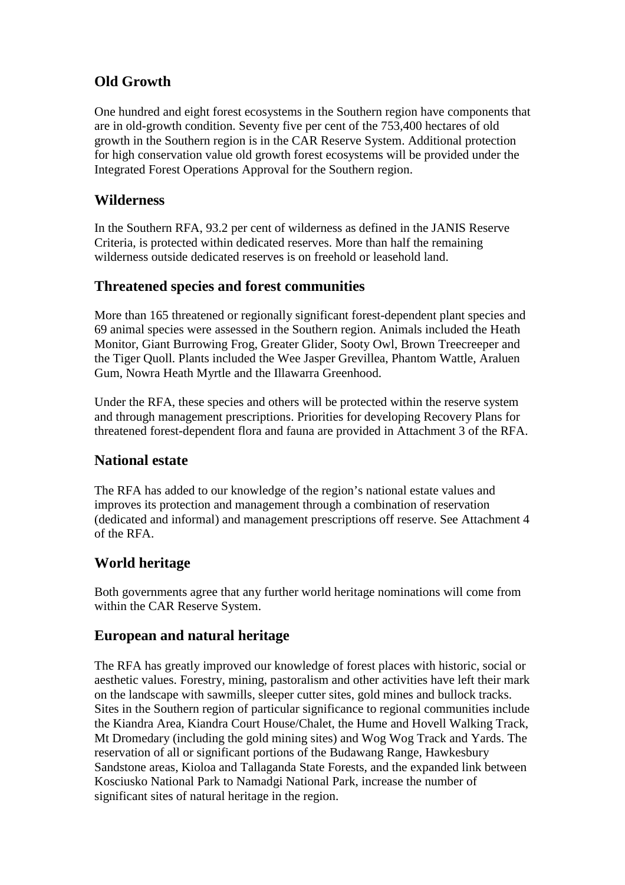## Old Growth

One hundred and eight forest ecosystems in the Southern region have components that are in old-growth condition. Seventy five per cent of the 753,400 hectares of old growth in the Southern region is in the CAR Reserve System. Additional protection for high conservation value old growth forest ecosystems will be provided under the Integrated Forest Operations Approval for the Southern region.

## Wilderness

In the Southern RFA, 93.2 per cent of wilderness as defined in the JANIS Reserve Criteria, is protected within dedicated reserves. More than half the remaining wilderness outside dedicated reserves is on freehold or leasehold land.

## Threatened species and forest communities

More than 165 threatened or regionally significant forest-dependent plant species and 69 animal species were assessed in the Southern region. Animals included the Heath Monitor, Giant Burrowing Frog, Greater Glider, Sooty Owl, Brown Treecreeper and the Tiger Quoll. Plants included the Wee Jasper Grevillea, Phantom Wattle, Araluen Gum, Nowra Heath Myrtle and the Illawarra Greenhood.

Under the RFA, these species and others will be protected within the reserve system and through management prescriptions. Priorities for developing Recovery Plans for threatened forest-dependent flora and fauna are provided in Attachment 3 of the RFA.

## National estate

The RFA has added to our knowledge of the region's national estate values and improves its protection and management through a combination of reservation (dedicated and informal) and management prescriptions off reserve. See Attachment 4 of the RFA.

## World heritage

Both governments agree that any further world heritage nominations will come from within the CAR Reserve System.

## European and natural heritage

The RFA has greatly improved our knowledge of forest places with historic, social or aesthetic values. Forestry, mining, pastoralism and other activities have left their mark on the landscape with sawmills, sleeper cutter sites, gold mines and bullock tracks. Sites in the Southern region of particular significance to regional communities include the Kiandra Area, Kiandra Court House/Chalet, the Hume and Hovell Walking Track, Mt Dromedary (including the gold mining sites) and Wog Wog Track and Yards. The reservation of all or significant portions of the Budawang Range, Hawkesbury Sandstone areas, Kioloa and Tallaganda State Forests, and the expanded link between Kosciusko National Park to Namadgi National Park, increase the number of significant sites of natural heritage in the region.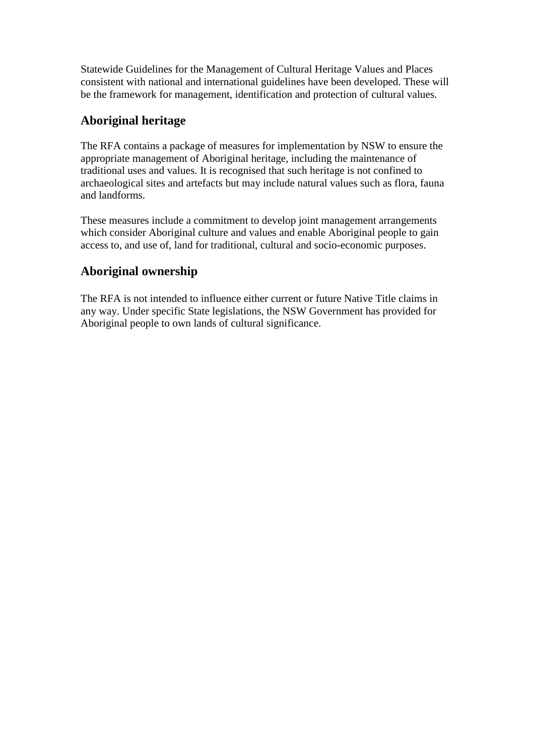Statewide Guidelines for the Management of Cultural Heritage Values and Places consistent with national and international guidelines have been developed. These will be the framework for management, identification and protection of cultural values.

## Aboriginal heritage

The RFA contains a package of measures for implementation by NSW to ensure the appropriate management of Aboriginal heritage, including the maintenance of traditional uses and values. It is recognised that such heritage is not confined to archaeological sites and artefacts but may include natural values such as flora, fauna and landforms.

These measures include a commitment to develop joint management arrangements which consider Aboriginal culture and values and enable Aboriginal people to gain access to, and use of, land for traditional, cultural and socio-economic purposes.

## Aboriginal ownership

The RFA is not intended to influence either current or future Native Title claims in any way. Under specific State legislations, the NSW Government has provided for Aboriginal people to own lands of cultural significance.